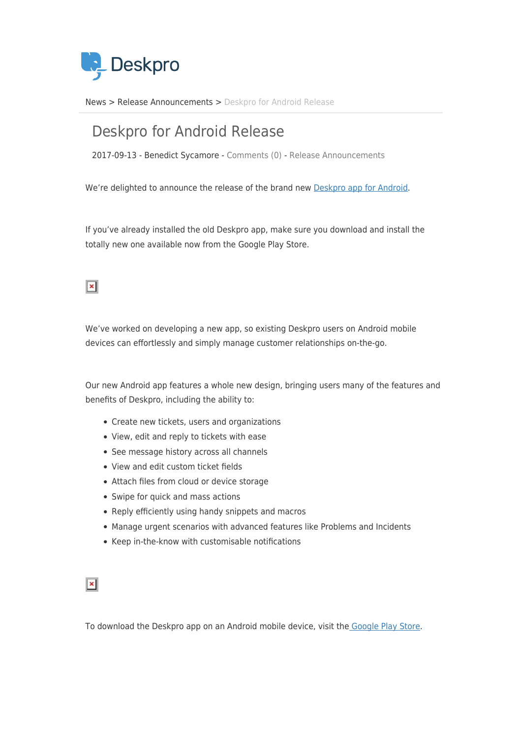Deskpro

News > Release Announcements > Deskpro for Android Release

# Deskpro for Android Release

2017-09-13 - Benedict Sycamore - Comments (0) - Release Announcements

We're delighted to announce the release of the brand new Deskpro app for Android.

If you've already installed the old Deskpro app, make sure you download and install the totally new one available now from the Google Play Store.

We've worked on developing a new app, so existing Deskpro users on Android mobile devices can effortlessly and simply manage customer relationships on-the-go.

Our new Android app features a whole new design, bringing users many of the features and benefits of Deskpro, including the ability to:

- Create new tickets, users and organizations
- View, edit and reply to tickets with ease
- See message history across all channels
- View and edit custom ticket fields
- Attach files from cloud or device storage
- Swipe for quick and mass actions
- Reply efficiently using handy snippets and macros
- Manage urgent scenarios with advanced features like Problems and Incidents
- Keep in-the-know with customisable notifications

To download the Deskpro app on an Android mobile device, visit the Google Play Store.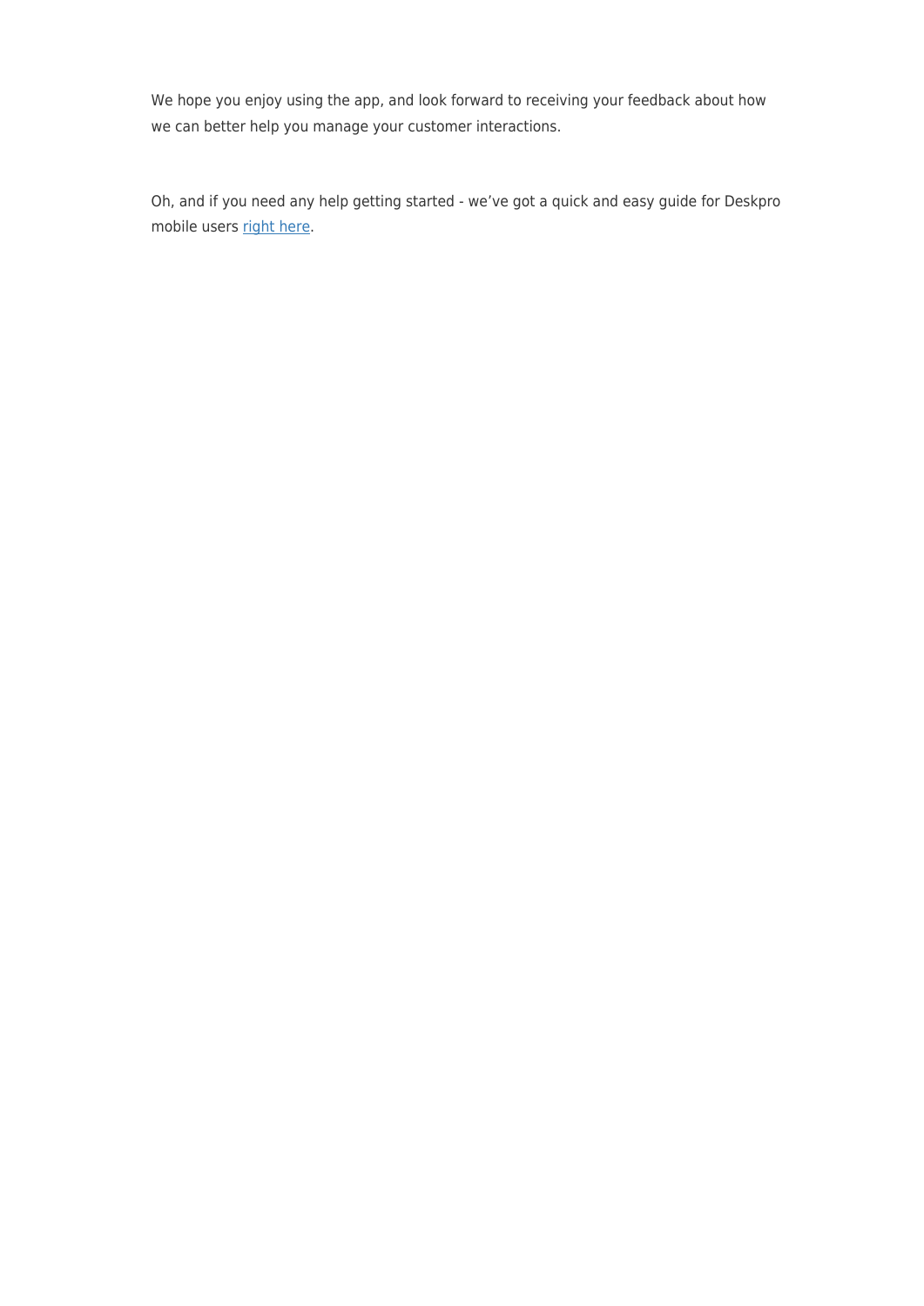We hope you enjoy using the app, and look forward to receiving your feedback about how we can better help you manage your customer interactions.

Oh, and if you need any help getting started - we've got a quick and easy guide for Deskpro mobile users right here.